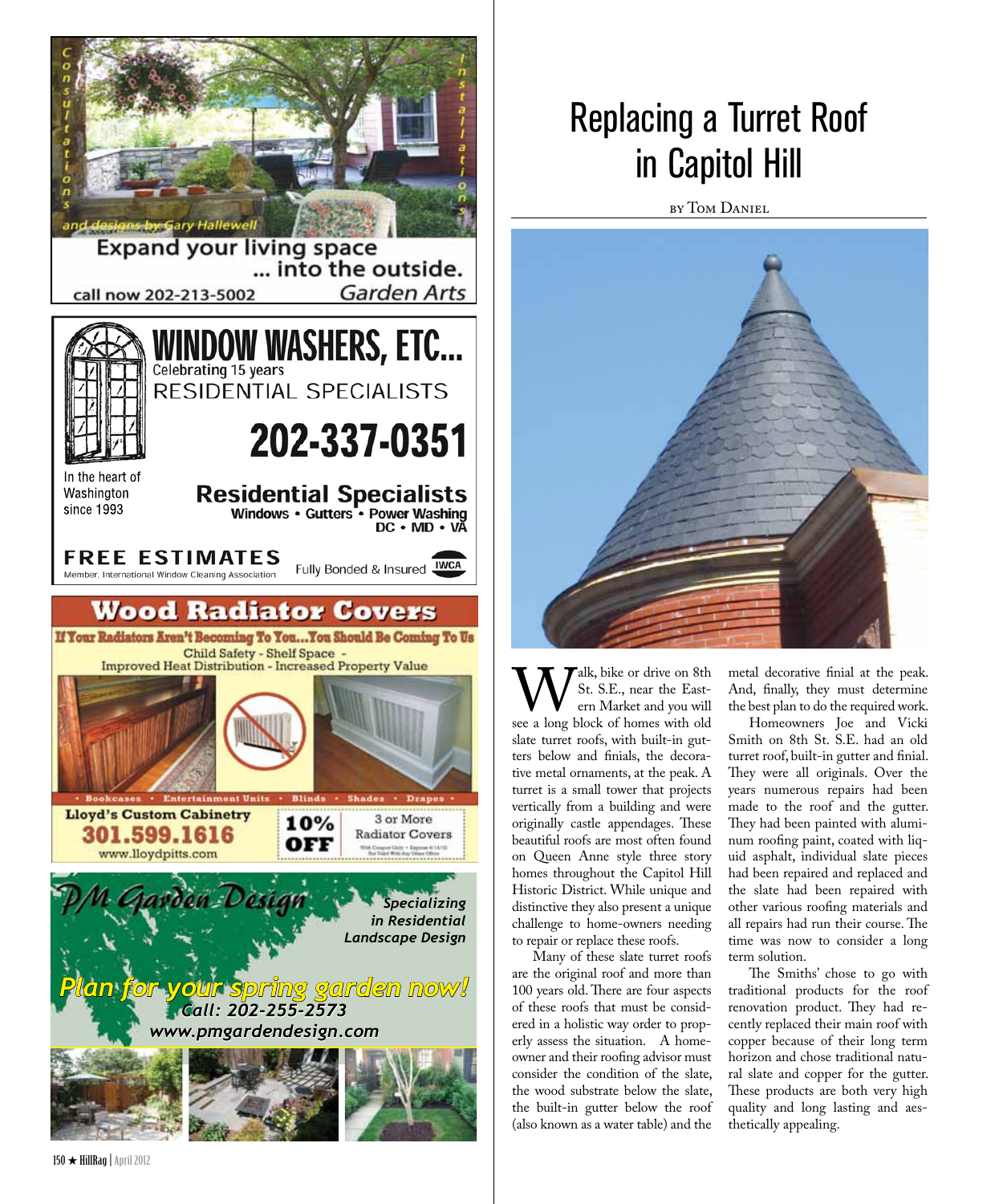Consultations and designs by Gary Hallewell Installations

Expand your living space ... into the outside.

call now 202-213-5002 Garden Arts

# WINDOW WASHERS, ETC...

Celebrating 15 years

RESIDENTIAL SPECIALISTS

**202-337-0351**

In the heart of Washington since 1993

**Residential Specialists**

Windows • Gutters • Power Washing

DC • MD • VA

**FREE ESTIMATES**

Member, International Window Cleaning Association

Fully Bonded & Insured IWCA

# Wood Radiator Covers

If Your Radiators Aren't Becoming To You...You Should Be Coming To Us

Child Safety - Shelf Space - Improved Heat Distribution - Increased Property Value

• Bookcases • Entertainment Units • Blinds • Shades • Drapes •

**Lloyd's Custom Cabinetry**

**301.599.1616**

www.lloydpitts.com

10% OFF 3 or More Radiator Covers

With Coupon Only • Expires 4/14/12 Not Valid With Any Other Offers

# PM Garden Design

*Specializing in Residential Landscape Design*

*Plan for your spring garden now!*

*Call: 202-255-2573*

*www.pmgardendesign.com*

# Replacing a Turret Roof in Capitol Hill

by Tom Daniel

Walk, bike or drive on 8th St. S.E., near the Eastern Market and you will see a long block of homes with old slate turret roofs, with built-in gutters below and finials, the decorative metal ornaments, at the peak. A turret is a small tower that projects vertically from a building and were originally castle appendages. These beautiful roofs are most often found on Queen Anne style three story homes throughout the Capitol Hill Historic District. While unique and distinctive they also present a unique challenge to home-owners needing to repair or replace these roofs.

Many of these slate turret roofs are the original roof and more than 100 years old. There are four aspects of these roofs that must be considered in a holistic way order to properly assess the situation. A homeowner and their roofing advisor must consider the condition of the slate, the wood substrate below the slate, the built-in gutter below the roof (also known as a water table) and the metal decorative finial at the peak. And, finally, they must determine the best plan to do the required work.

Homeowners Joe and Vicki Smith on 8th St. S.E. had an old turret roof, built-in gutter and finial. They were all originals. Over the years numerous repairs had been made to the roof and the gutter. They had been painted with aluminum roofing paint, coated with liquid asphalt, individual slate pieces had been repaired and replaced and the slate had been repaired with other various roofing materials and all repairs had run their course. The time was now to consider a long term solution.

The Smiths' chose to go with traditional products for the roof renovation product. They had recently replaced their main roof with copper because of their long term horizon and chose traditional natural slate and copper for the gutter. These products are both very high quality and long lasting and aesthetically appealing.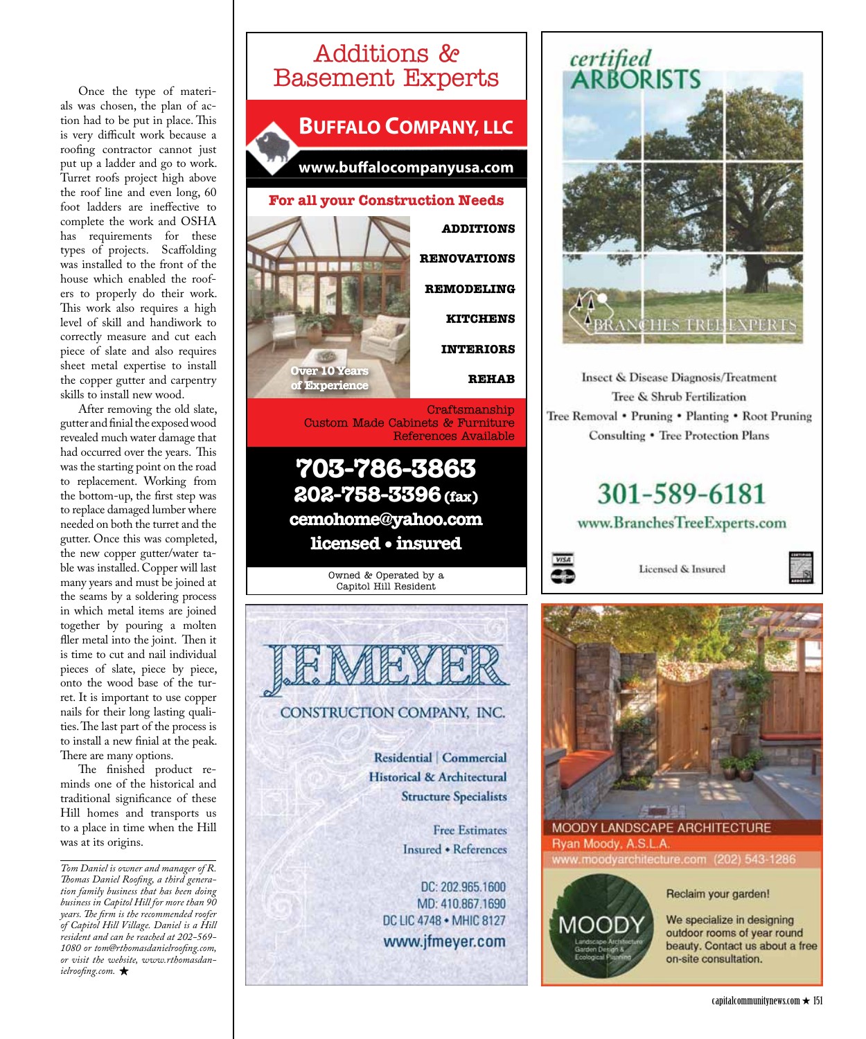Once the type of materials was chosen, the plan of action had to be put in place. This is very difficult work because a roofing contractor cannot just put up a ladder and go to work. Turret roofs project high above the roof line and even long, 60 foot ladders are ineffective to complete the work and OSHA has requirements for these types of projects. Scaffolding was installed to the front of the house which enabled the roofers to properly do their work. This work also requires a high level of skill and handiwork to correctly measure and cut each piece of slate and also requires sheet metal expertise to install the copper gutter and carpentry skills to install new wood.

After removing the old slate, gutter and finial the exposed wood revealed much water damage that had occurred over the years. This was the starting point on the road to replacement. Working from the bottom-up, the first step was to replace damaged lumber where needed on both the turret and the gutter. Once this was completed, the new copper gutter/water table was installed. Copper will last many years and must be joined at the seams by a soldering process in which metal items are joined together by pouring a molten fller metal into the joint. Then it is time to cut and nail individual pieces of slate, piece by piece, onto the wood base of the turret. It is important to use copper nails for their long lasting qualities. The last part of the process is to install a new finial at the peak. There are many options.

The finished product reminds one of the historical and traditional significance of these Hill homes and transports us to a place in time when the Hill was at its origins.

*Tom Daniel is owner and manager of R. Thomas Daniel Roofing, a third generation family business that has been doing business in Capitol Hill for more than 90 years. The firm is the recommended roofer of Capitol Hill Village. Daniel is a Hill resident and can be reached at 202-569-1080 or tom@rthomasdanielroofing.com, or visit the website, www.rthomasdanielroofing.com.* ★

---

# Additions & Basement Experts

## Buffalo Company, LLC

www.buffalocompanyusa.com

**For all your Construction Needs**

- ADDITIONS
- RENOVATIONS
- REMODELING
- KITCHENS
- INTERIORS
- REHAB

Over 10 Years of Experience

Craftsmanship
Custom Made Cabinets & Furniture
References Available

**703-786-3863**
**202-758-3396 (fax)**
**cemohome@yahoo.com**
**licensed • insured**

Owned & Operated by a Capitol Hill Resident

---

*certified* ARBORISTS

BRANCHES TREE EXPERTS

Insect & Disease Diagnosis/Treatment
Tree & Shrub Fertilization
Tree Removal • Pruning • Planting • Root Pruning
Consulting • Tree Protection Plans

**301-589-6181**
www.BranchesTreeExperts.com

Licensed & Insured

---

# J.F. MEYER

CONSTRUCTION COMPANY, INC.

Residential | Commercial
Historical & Architectural
Structure Specialists

Free Estimates
Insured • References

DC: 202.965.1600
MD: 410.867.1690
DC LIC 4748 • MHIC 8127
www.jfmeyer.com

---

MOODY LANDSCAPE ARCHITECTURE
Ryan Moody, A.S.L.A.
www.moodyarchitecture.com (202) 543-1286

MOODY
Landscape Architecture
Garden Design &
Ecological Planning

Reclaim your garden!

We specialize in designing outdoor rooms of year round beauty. Contact us about a free on-site consultation.